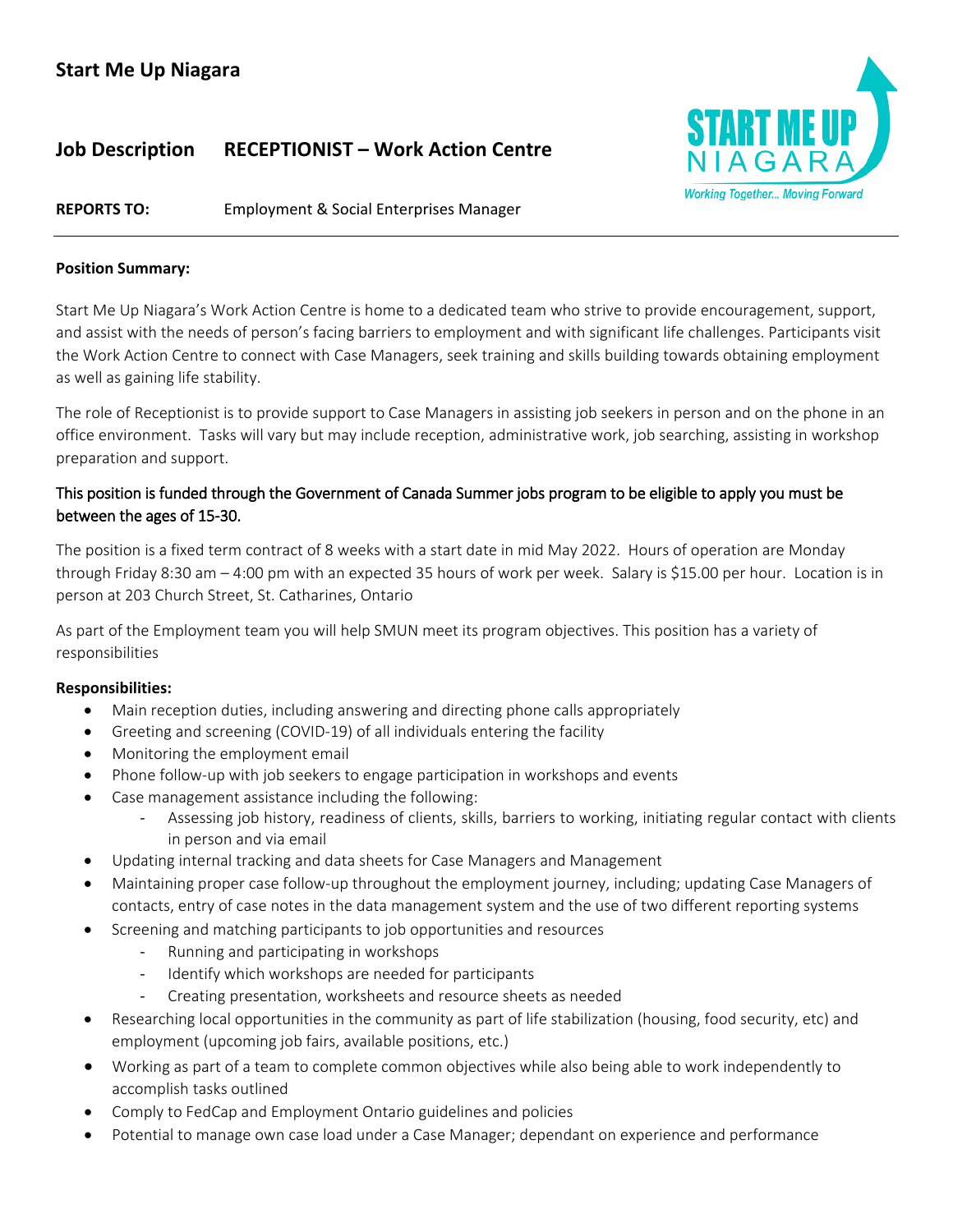# Start Me Up Niagara

## Job Description RECEPTIONIST – Work Action Centre

Working Together... Moving Forward

**REPORTS TO:** Employment & Social Enterprises Manager

**Position Summary:**

Start Me Up Niagara's Work Action Centre is home to a dedicated team who strive to provide encouragement, support, and assist with the needs of person's facing barriers to employment and with significant life challenges. Participants visit the Work Action Centre to connect with Case Managers, seek training and skills building towards obtaining employment as well as gaining life stability.

The role of Receptionist is to provide support to Case Managers in assisting job seekers in person and on the phone in an office environment. Tasks will vary but may include reception, administrative work, job searching, assisting in workshop preparation and support.

This position is funded through the Government of Canada Summer jobs program to be eligible to apply you must be between the ages of 15-30.

The position is a fixed term contract of 8 weeks with a start date in mid May 2022. Hours of operation are Monday through Friday 8:30 am – 4:00 pm with an expected 35 hours of work per week. Salary is $15.00 per hour. Location is in person at 203 Church Street, St. Catharines, Ontario

As part of the Employment team you will help SMUN meet its program objectives. This position has a variety of responsibilities

**Responsibilities:**

- Main reception duties, including answering and directing phone calls appropriately
- Greeting and screening (COVID-19) of all individuals entering the facility
- Monitoring the employment email
- Phone follow-up with job seekers to engage participation in workshops and events
- Case management assistance including the following:
  - Assessing job history, readiness of clients, skills, barriers to working, initiating regular contact with clients in person and via email
- Updating internal tracking and data sheets for Case Managers and Management
- Maintaining proper case follow-up throughout the employment journey, including; updating Case Managers of contacts, entry of case notes in the data management system and the use of two different reporting systems
- Screening and matching participants to job opportunities and resources
  - Running and participating in workshops
  - Identify which workshops are needed for participants
  - Creating presentation, worksheets and resource sheets as needed
- Researching local opportunities in the community as part of life stabilization (housing, food security, etc) and employment (upcoming job fairs, available positions, etc.)
- Working as part of a team to complete common objectives while also being able to work independently to accomplish tasks outlined
- Comply to FedCap and Employment Ontario guidelines and policies
- Potential to manage own case load under a Case Manager; dependant on experience and performance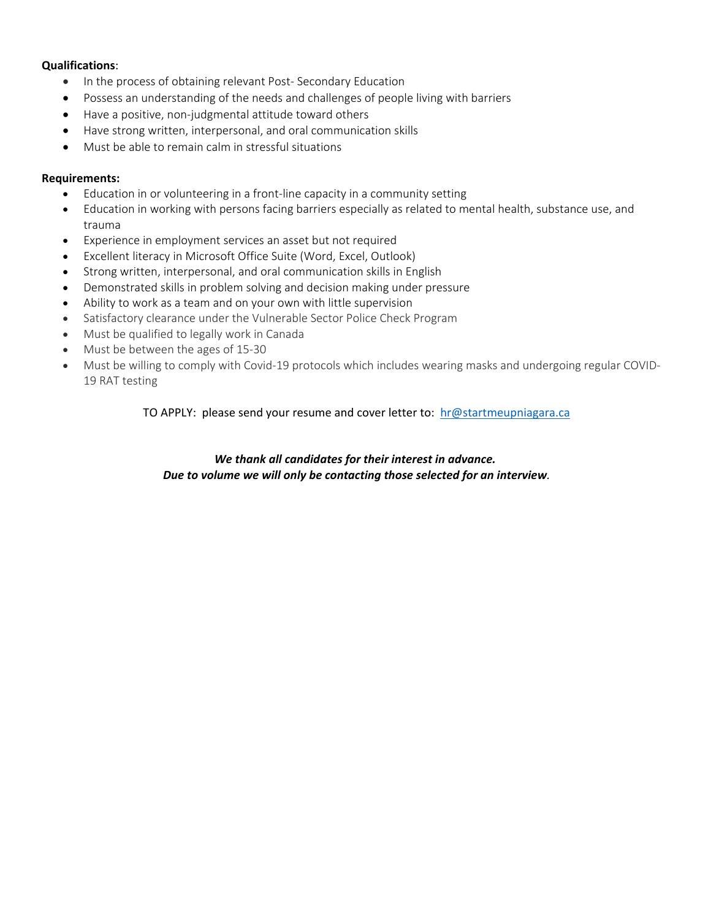**Qualifications**:

- In the process of obtaining relevant Post- Secondary Education
- Possess an understanding of the needs and challenges of people living with barriers
- Have a positive, non-judgmental attitude toward others
- Have strong written, interpersonal, and oral communication skills
- Must be able to remain calm in stressful situations

**Requirements:**

- Education in or volunteering in a front-line capacity in a community setting
- Education in working with persons facing barriers especially as related to mental health, substance use, and trauma
- Experience in employment services an asset but not required
- Excellent literacy in Microsoft Office Suite (Word, Excel, Outlook)
- Strong written, interpersonal, and oral communication skills in English
- Demonstrated skills in problem solving and decision making under pressure
- Ability to work as a team and on your own with little supervision
- Satisfactory clearance under the Vulnerable Sector Police Check Program
- Must be qualified to legally work in Canada
- Must be between the ages of 15-30
- Must be willing to comply with Covid-19 protocols which includes wearing masks and undergoing regular COVID-19 RAT testing

TO APPLY: please send your resume and cover letter to: hr@startmeupniagara.ca

***We thank all candidates for their interest in advance.***
***Due to volume we will only be contacting those selected for an interview.***